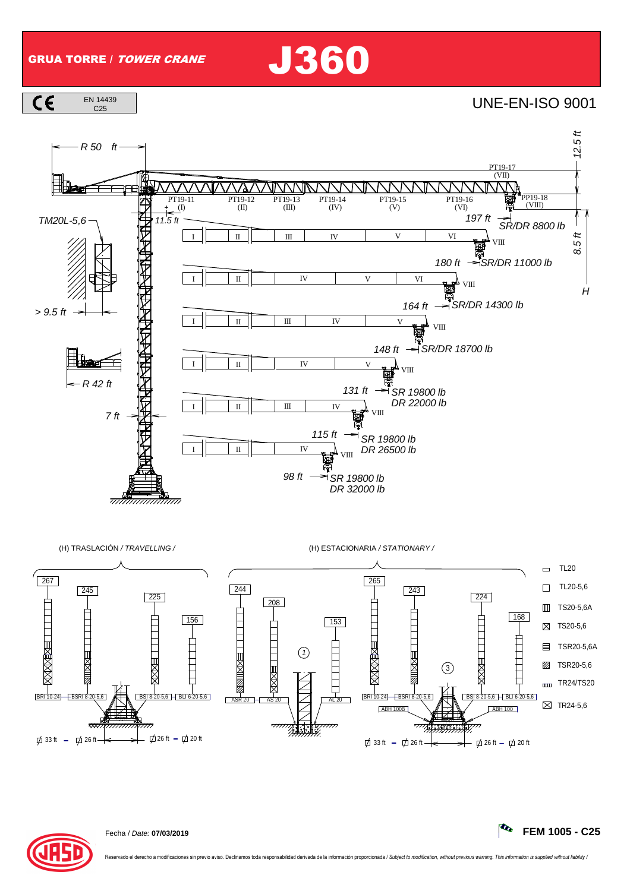# GRUA TORRE / *TOWER CRANE* J360

EN 14439
C25

UNE-EN-ISO 9001

*R 50 ft*

*12.5 ft*

PT19-17 (VII)

PT19-11 (I) | PT19-12 (II) | PT19-13 (III) | PT19-14 (IV) | PT19-15 (V) | PT19-16 (VI) | PP19-18 (VIII)

*TM20L-5,6*

*11.5 ft*

*8.5 ft*

*H*

*> 9.5 ft*

*R 42 ft*

*7 ft*

| Jib length | Tip load |
|---|---|
| *197 ft* | *SR/DR 8800 lb* |
| *180 ft* | *SR/DR 11000 lb* |
| *164 ft* | *SR/DR 14300 lb* |
| *148 ft* | *SR/DR 18700 lb* |
| *131 ft* | *SR 19800 lb* / *DR 22000 lb* |
| *115 ft* | *SR 19800 lb* / *DR 26500 lb* |
| *98 ft* | *SR 19800 lb* / *DR 32000 lb* |

(H) TRASLACIÓN / *TRAVELLING /*

267 | 245 | 225 | 156

BRI 10-24 — BSRI 8-20-5,6 | BSI 8-20-5,6 — BLI 6-20-5,6

33 ft – 26 ft | 26 ft – 20 ft

(H) ESTACIONARIA / *STATIONARY /*

(1): 244 | 208 | 153 — ASR 20 | AS 20 | AL 20

(3): 265 | 243 | 224 | 168 — BRI 10-24 — BSRI 8-20-5,6 | BSI 8-20-5,6 — BLI 6-20-5,6 — ABH 100B | ABH 100

33 ft – 26 ft | 26 ft – 20 ft

- TL20
- TL20-5,6
- TS20-5,6A
- TS20-5,6
- TSR20-5,6A
- TSR20-5,6
- TR24/TS20
- TR24-5,6

Fecha / *Date:* **07/03/2019**

**FEM 1005 - C25**

Reservado el derecho a modificaciones sin previo aviso. Declinamos toda responsabilidad derivada de la información proporcionada / *Subject to modification, without previous warning. This information is supplied without liability /*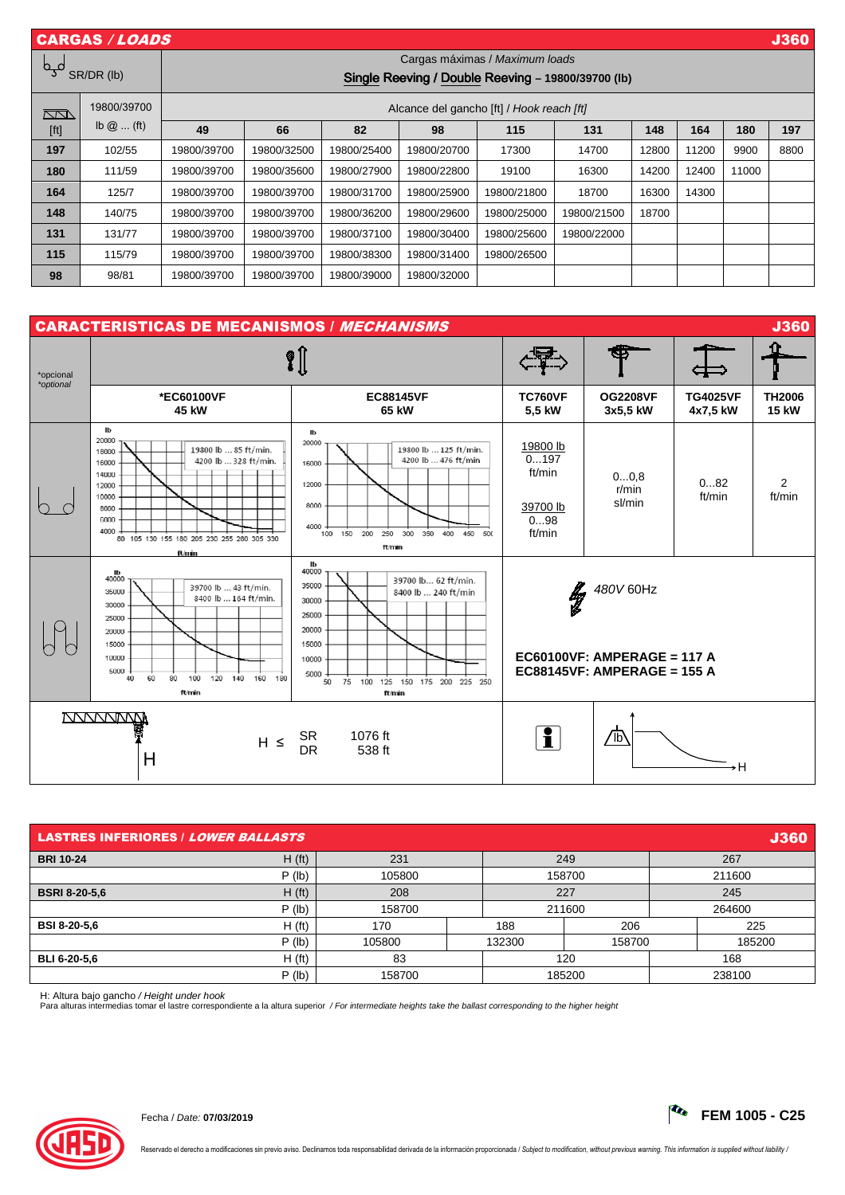## CARGAS / *LOADS* — J360

SR/DR (lb) — Cargas máximas / *Maximum loads*

Single Reeving / Double Reeving – 19800/39700 (lb)

| [ft] | 19800/39700 lb @ ... (ft) | Alcance del gancho [ft] / *Hook reach [ft]* 49 | 66 | 82 | 98 | 115 | 131 | 148 | 164 | 180 | 197 |
|---|---|---|---|---|---|---|---|---|---|---|---|
| 197 | 102/55 | 19800/39700 | 19800/32500 | 19800/25400 | 19800/20700 | 17300 | 14700 | 12800 | 11200 | 9900 | 8800 |
| 180 | 111/59 | 19800/39700 | 19800/35600 | 19800/27900 | 19800/22800 | 19100 | 16300 | 14200 | 12400 | 11000 | |
| 164 | 125/7 | 19800/39700 | 19800/39700 | 19800/31700 | 19800/25900 | 19800/21800 | 18700 | 16300 | 14300 | | |
| 148 | 140/75 | 19800/39700 | 19800/39700 | 19800/36200 | 19800/29600 | 19800/25000 | 19800/21500 | 18700 | | | |
| 131 | 131/77 | 19800/39700 | 19800/39700 | 19800/37100 | 19800/30400 | 19800/25600 | 19800/22000 | | | | |
| 115 | 115/79 | 19800/39700 | 19800/39700 | 19800/38300 | 19800/31400 | 19800/26500 | | | | | |
| 98 | 98/81 | 19800/39700 | 19800/39700 | 19800/39000 | 19800/32000 | | | | | | |

## CARACTERISTICAS DE MECANISMOS / *MECHANISMS* — J360

*opcional / *optional*

| | *EC60100VF 45 kW | EC88145VF 65 kW | TC760VF 5,5 kW | OG2208VF 3x5,5 kW | TG4025VF 4x7,5 kW | TH2006 15 kW |
|---|---|---|---|---|---|---|
| SR | 19800 lb ... 85 ft/min. 4200 lb ... 328 ft/min. | 19800 lb ... 125 ft/min. 4200 lb ... 476 ft/min | 19800 lb 0…197 ft/min<br>39700 lb 0…98 ft/min | 0…0,8 r/min sl/min | 0…82 ft/min | 2 ft/min |
| DR | 39700 lb ... 43 ft/min. 8400 lb ... 164 ft/min. | 39700 lb... 62 ft/min. 8400 lb ... 240 ft/min | 480V 60Hz<br>EC60100VF: AMPERAGE = 117 A<br>EC88145VF: AMPERAGE = 155 A | | | |

H ≤ SR 1076 ft; DR 538 ft

## LASTRES INFERIORES / *LOWER BALLASTS* — J360

| | | | | | |
|---|---|---|---|---|---|
| BRI 10-24 | H (ft) | 231 | 249 | | 267 |
| | P (lb) | 105800 | 158700 | | 211600 |
| BSRI 8-20-5,6 | H (ft) | 208 | 227 | | 245 |
| | P (lb) | 158700 | 211600 | | 264600 |
| BSI 8-20-5,6 | H (ft) | 170 | 188 | 206 | 225 |
| | P (lb) | 105800 | 132300 | 158700 | 185200 |
| BLI 6-20-5,6 | H (ft) | 83 | 120 | | 168 |
| | P (lb) | 158700 | 185200 | | 238100 |

H: Altura bajo gancho / *Height under hook*

Para alturas intermedias tomar el lastre correspondiente a la altura superior / *For intermediate heights take the ballast corresponding to the higher height*

Fecha / *Date:* **07/03/2019**

**FEM 1005 - C25**

Reservado el derecho a modificaciones sin previo aviso. Declinamos toda responsabilidad derivada de la información proporcionada / *Subject to modification, without previous warning. This information is supplied without liability /*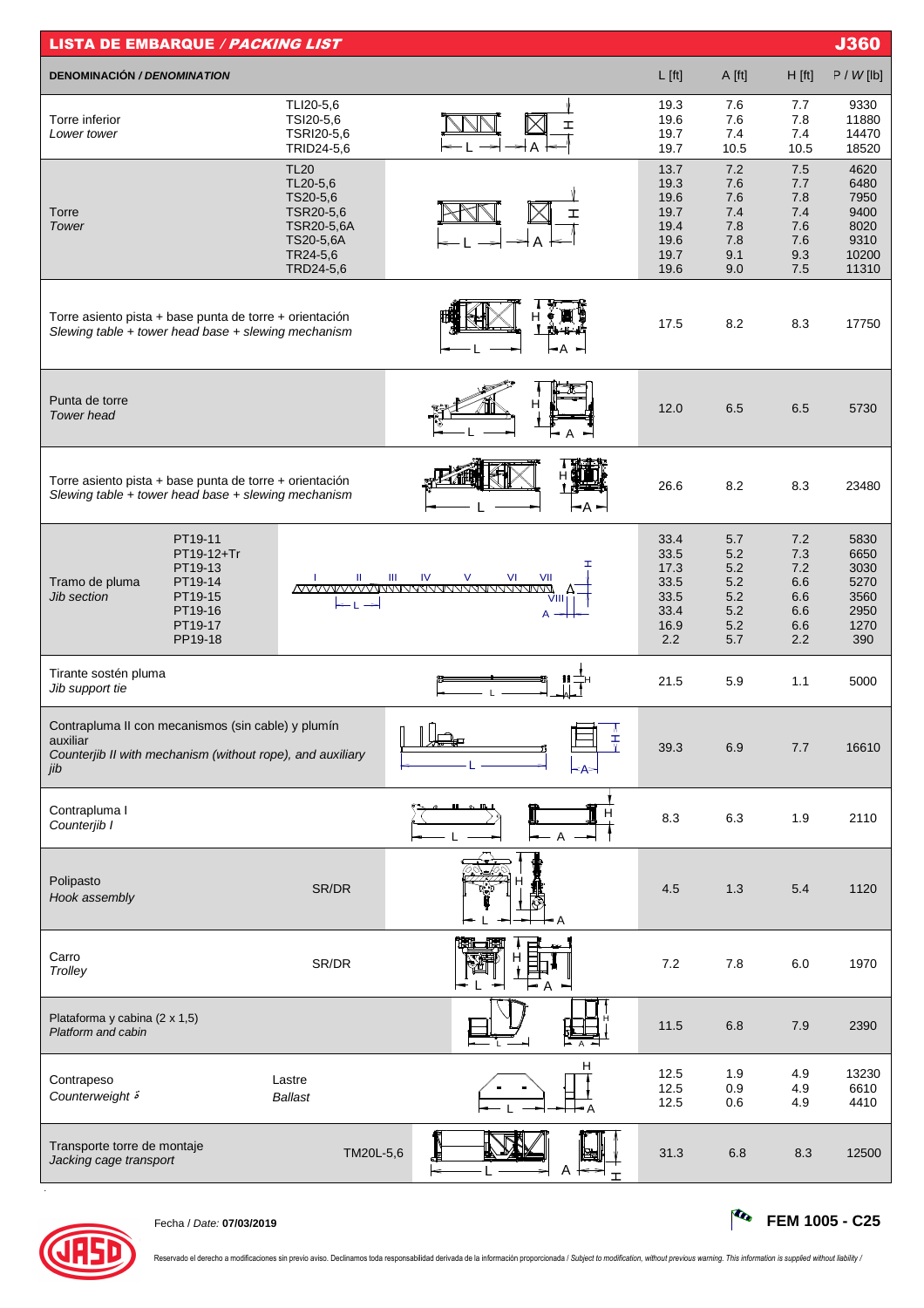## LISTA DE EMBARQUE / *PACKING LIST* — J360

| DENOMINACIÓN / *DENOMINATION* | | L [ft] | A [ft] | H [ft] | P / *W* [lb] |
|---|---|---|---|---|---|
| Torre inferior<br>*Lower tower* | TLI20-5,6<br>TSI20-5,6<br>TSRI20-5,6<br>TRID24-5,6 | 19.3<br>19.6<br>19.7<br>19.7 | 7.6<br>7.6<br>7.4<br>10.5 | 7.7<br>7.8<br>7.4<br>10.5 | 9330<br>11880<br>14470<br>18520 |
| Torre<br>*Tower* | TL20<br>TL20-5,6<br>TS20-5,6<br>TSR20-5,6<br>TSR20-5,6A<br>TS20-5,6A<br>TR24-5,6<br>TRD24-5,6 | 13.7<br>19.3<br>19.6<br>19.7<br>19.4<br>19.6<br>19.7<br>19.6 | 7.2<br>7.6<br>7.6<br>7.4<br>7.8<br>7.8<br>9.1<br>9.0 | 7.5<br>7.7<br>7.8<br>7.4<br>7.6<br>7.6<br>9.3<br>7.5 | 4620<br>6480<br>7950<br>9400<br>8020<br>9310<br>10200<br>11310 |
| Torre asiento pista + base punta de torre + orientación<br>*Slewing table + tower head base + slewing mechanism* | | 17.5 | 8.2 | 8.3 | 17750 |
| Punta de torre<br>*Tower head* | | 12.0 | 6.5 | 6.5 | 5730 |
| Torre asiento pista + base punta de torre + orientación<br>*Slewing table + tower head base + slewing mechanism* | | 26.6 | 8.2 | 8.3 | 23480 |
| Tramo de pluma<br>*Jib section* | PT19-11<br>PT19-12+Tr<br>PT19-13<br>PT19-14<br>PT19-15<br>PT19-16<br>PT19-17<br>PP19-18 | 33.4<br>33.5<br>17.3<br>33.5<br>33.5<br>33.4<br>16.9<br>2.2 | 5.7<br>5.2<br>5.2<br>5.2<br>5.2<br>5.2<br>5.2<br>5.7 | 7.2<br>7.3<br>7.2<br>6.6<br>6.6<br>6.6<br>6.6<br>2.2 | 5830<br>6650<br>3030<br>5270<br>3560<br>2950<br>1270<br>390 |
| Tirante sostén pluma<br>*Jib support tie* | | 21.5 | 5.9 | 1.1 | 5000 |
| Contrapluma II con mecanismos (sin cable) y plumín auxiliar<br>*Counterjib II with mechanism (without rope), and auxiliary jib* | | 39.3 | 6.9 | 7.7 | 16610 |
| Contrapluma I<br>*Counterjib I* | | 8.3 | 6.3 | 1.9 | 2110 |
| Polipasto<br>*Hook assembly* | SR/DR | 4.5 | 1.3 | 5.4 | 1120 |
| Carro<br>*Trolley* | SR/DR | 7.2 | 7.8 | 6.0 | 1970 |
| Plataforma y cabina (2 x 1,5)<br>*Platform and cabin* | | 11.5 | 6.8 | 7.9 | 2390 |
| Contrapeso<br>*Counterweight* | Lastre<br>*Ballast* | 12.5<br>12.5<br>12.5 | 1.9<br>0.9<br>0.6 | 4.9<br>4.9<br>4.9 | 13230<br>6610<br>4410 |
| Transporte torre de montaje<br>*Jacking cage transport* | TM20L-5,6 | 31.3 | 6.8 | 8.3 | 12500 |

Fecha / *Date:* **07/03/2019**

**FEM 1005 - C25**

Reservado el derecho a modificaciones sin previo aviso. Declinamos toda responsabilidad derivada de la información proporcionada / *Subject to modification, without previous warning. This information is supplied without liability* /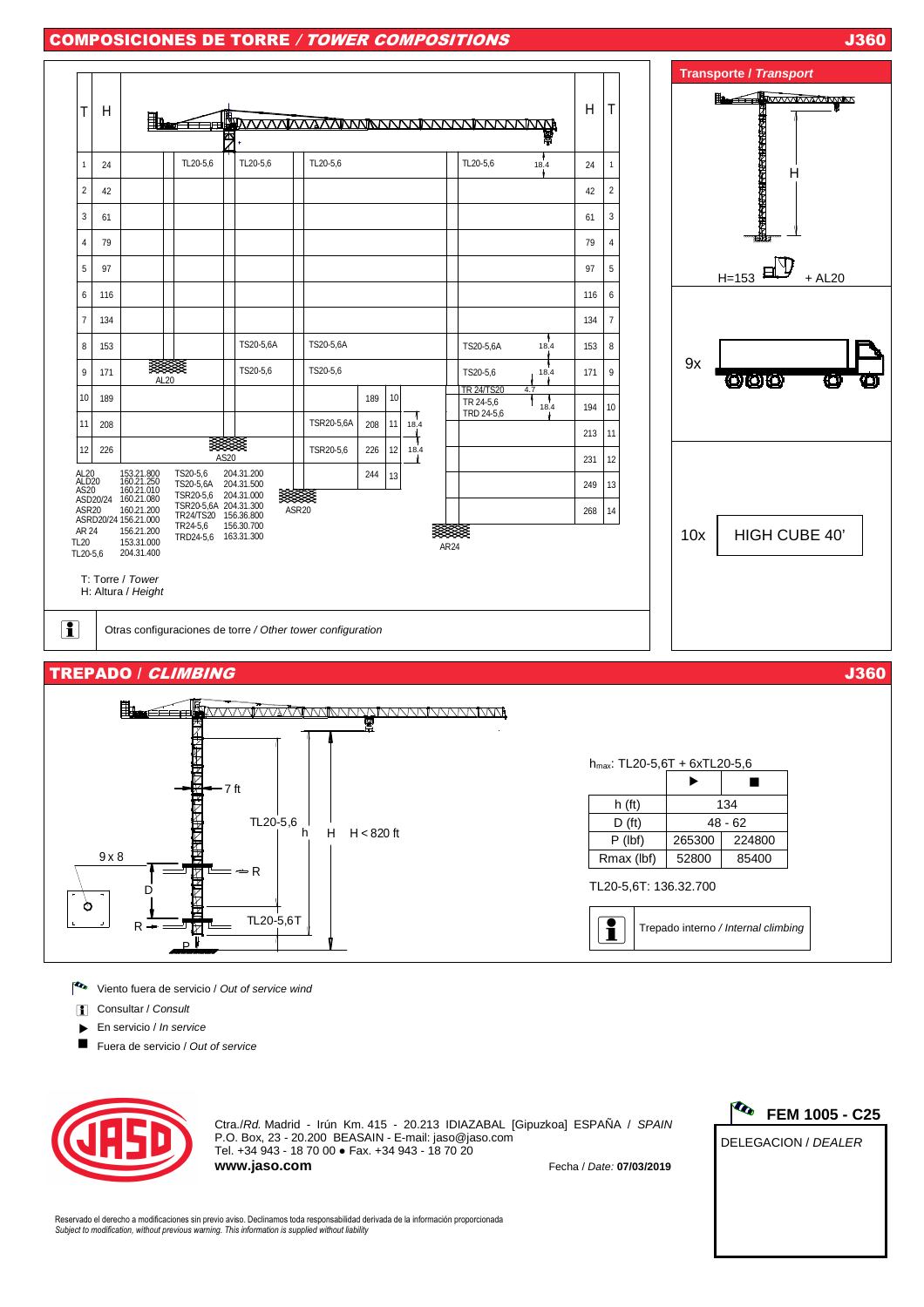## COMPOSICIONES DE TORRE / *TOWER COMPOSITIONS*

| T | H | H | T |
|---|---|---|---|
| 1 | 24 | 24 | 1 |
| 2 | 42 | 42 | 2 |
| 3 | 61 | 61 | 3 |
| 4 | 79 | 79 | 4 |
| 5 | 97 | 97 | 5 |
| 6 | 116 | 116 | 6 |
| 7 | 134 | 134 | 7 |
| 8 | 153 | 153 | 8 |
| 9 | 171 | 171 | 9 |
| 10 | 189 | 194 | 10 |
| 11 | 208 | 213 | 11 |
| 12 | 226 | 231 | 12 |
| | | 249 | 13 |
| | | 268 | 14 |

TL20-5,6 TL20-5,6 TL20-5,6 TL20-5,6 18.4

TS20-5,6A TS20-5,6A TS20-5,6A 18.4

AL20 TS20-5,6 TS20-5,6 TS20-5,6 18.4

189 10 TR 24/TS20 4.7 TR 24-5,6 TRD 24-5,6 18.4

TSR20-5,6A 208 11 18.4

AS20 TSR20-5,6 226 12 18.4

244 13

ASR20

AR24

| | |
|---|---|
| AL20 | 153.21.800 |
| ALD20 | 160.21.250 |
| AS20 | 160.21.010 |
| ASD20/24 | 160.21.080 |
| ASR20 | 160.21.200 |
| ASRD20/24 | 156.21.000 |
| AR 24 | 156.21.200 |
| TL20 | 153.31.000 |
| TL20-5,6 | 204.31.400 |
| TS20-5,6 | 204.31.200 |
| TS20-5,6A | 204.31.500 |
| TSR20-5,6 | 204.31.000 |
| TSR20-5,6A | 204.31.300 |
| TR24/TS20 | 156.36.800 |
| TR24-5,6 | 156.30.700 |
| TRD24-5,6 | 163.31.300 |

T: Torre / *Tower*
H: Altura / *Height*

Otras configuraciones de torre / *Other tower configuration*

### Transporte / *Transport*

H

H=153 + AL20

9x

10x HIGH CUBE 40'

## TREPADO / *CLIMBING*

7 ft

TL20-5,6

h H H < 820 ft

9 x 8

D R

R

TL20-5,6T

P

$h_{max}$: TL20-5,6T + 6xTL20-5,6

| | ▶ | ■ |
|---|---|---|
| h (ft) | 134 | |
| D (ft) | 48 - 62 | |
| P (lbf) | 265300 | 224800 |
| Rmax (lbf) | 52800 | 85400 |

TL20-5,6T: 136.32.700

Trepado interno / *Internal climbing*

Viento fuera de servicio / *Out of service wind*

Consultar / *Consult*

▶ En servicio / *In service*

■ Fuera de servicio / *Out of service*

Ctra./*Rd.* Madrid - Irún Km. 415 - 20.213 IDIAZABAL [Gipuzkoa] ESPAÑA / *SPAIN*
P.O. Box, 23 - 20.200 BEASAIN - E-mail: jaso@jaso.com
Tel. +34 943 - 18 70 00 • Fax. +34 943 - 18 70 20
**www.jaso.com**

Fecha / *Date:* **07/03/2019**

**FEM 1005 - C25**

DELEGACION / *DEALER*

Reservado el derecho a modificaciones sin previo aviso. Declinamos toda responsabilidad derivada de la información proporcionada
*Subject to modification, without previous warning. This information is supplied without liability*